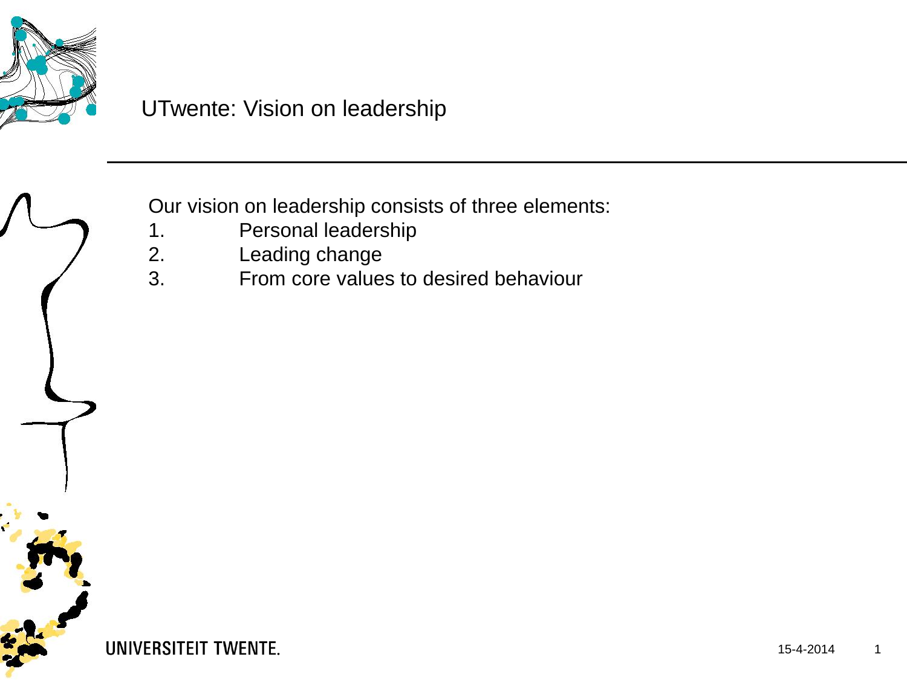# UTwente: Vision on leadership

Our vision on leadership consists of three elements:

1. Personal leadership
2. Leading change
3. From core values to desired behaviour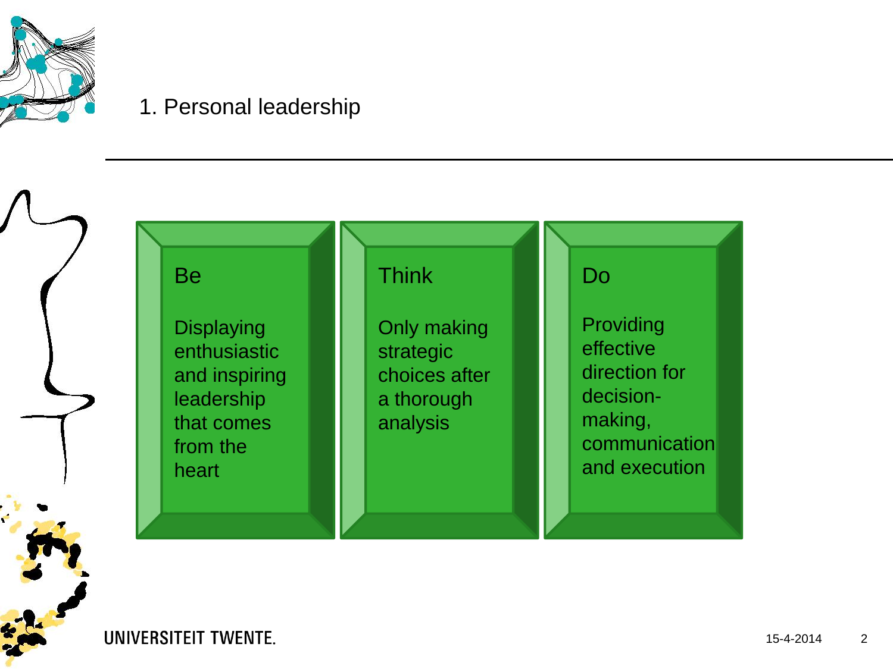# 1. Personal leadership

### Be

Displaying enthusiastic and inspiring leadership that comes from the heart

### Think

Only making strategic choices after a thorough analysis

### Do

Providing effective direction for decision-making, communication and execution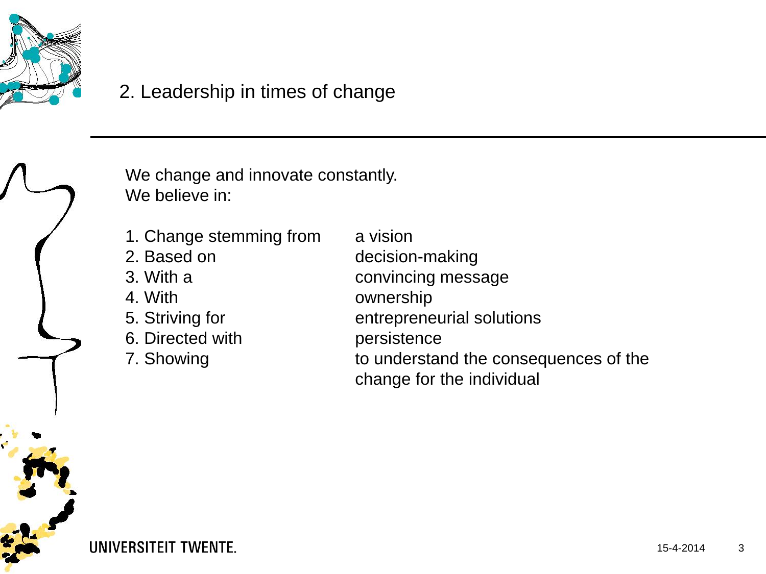## 2. Leadership in times of change

We change and innovate constantly.
We believe in:

| | |
|---|---|
| 1. Change stemming from | a vision |
| 2. Based on | decision-making |
| 3. With a | convincing message |
| 4. With | ownership |
| 5. Striving for | entrepreneurial solutions |
| 6. Directed with | persistence |
| 7. Showing | to understand the consequences of the change for the individual |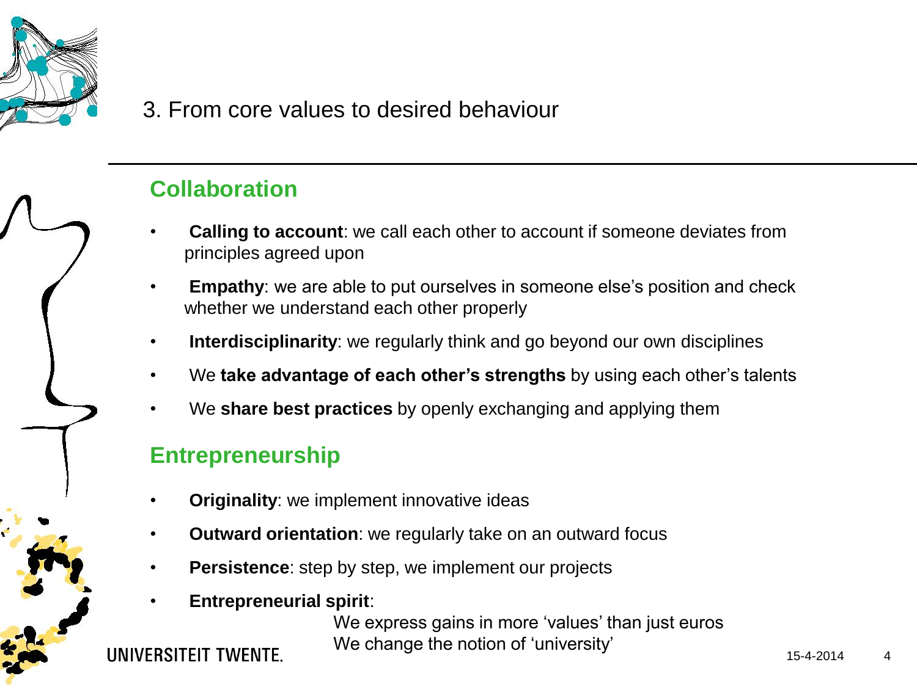# 3. From core values to desired behaviour

## Collaboration

- **Calling to account**: we call each other to account if someone deviates from principles agreed upon
- **Empathy**: we are able to put ourselves in someone else's position and check whether we understand each other properly
- **Interdisciplinarity**: we regularly think and go beyond our own disciplines
- We **take advantage of each other's strengths** by using each other's talents
- We **share best practices** by openly exchanging and applying them

## Entrepreneurship

- **Originality**: we implement innovative ideas
- **Outward orientation**: we regularly take on an outward focus
- **Persistence**: step by step, we implement our projects
- **Entrepreneurial spirit**:
  We express gains in more 'values' than just euros
  We change the notion of 'university'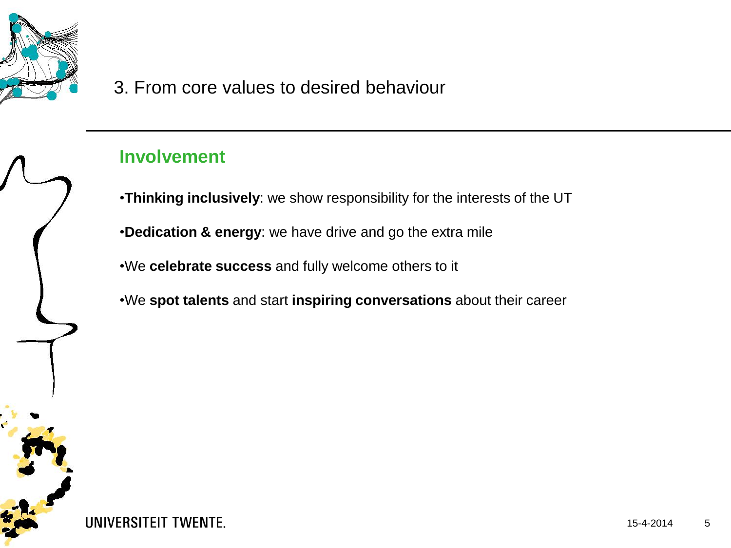# 3. From core values to desired behaviour

## Involvement

- **Thinking inclusively**: we show responsibility for the interests of the UT
- **Dedication & energy**: we have drive and go the extra mile
- We **celebrate success** and fully welcome others to it
- We **spot talents** and start **inspiring conversations** about their career